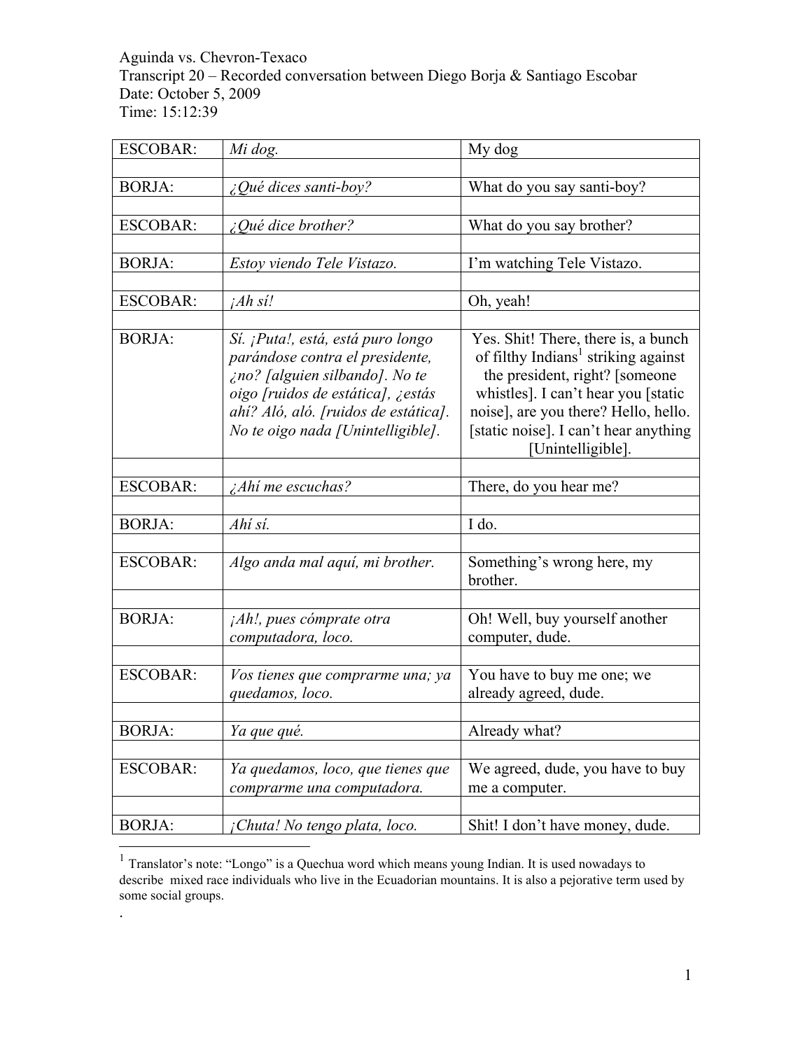Aguinda vs. Chevron-Texaco
Transcript 20 – Recorded conversation between Diego Borja & Santiago Escobar
Date: October 5, 2009
Time: 15:12:39

| | | |
|---|---|---|
| ESCOBAR: | *Mi dog.* | My dog |
| BORJA: | *¿Qué dices santi-boy?* | What do you say santi-boy? |
| ESCOBAR: | *¿Qué dice brother?* | What do you say brother? |
| BORJA: | *Estoy viendo Tele Vistazo.* | I'm watching Tele Vistazo. |
| ESCOBAR: | *¡Ah sí!* | Oh, yeah! |
| BORJA: | *Sí. ¡Puta!, está, está puro longo parándose contra el presidente, ¿no? [alguien silbando]. No te oigo [ruidos de estática], ¿estás ahí? Aló, aló. [ruidos de estática]. No te oigo nada [Unintelligible].* | Yes. Shit! There, there is, a bunch of filthy Indians[1] striking against the president, right? [someone whistles]. I can't hear you [static noise], are you there? Hello, hello. [static noise]. I can't hear anything [Unintelligible]. |
| ESCOBAR: | *¿Ahí me escuchas?* | There, do you hear me? |
| BORJA: | *Ahí sí.* | I do. |
| ESCOBAR: | *Algo anda mal aquí, mi brother.* | Something's wrong here, my brother. |
| BORJA: | *¡Ah!, pues cómprate otra computadora, loco.* | Oh! Well, buy yourself another computer, dude. |
| ESCOBAR: | *Vos tienes que comprarme una; ya quedamos, loco.* | You have to buy me one; we already agreed, dude. |
| BORJA: | *Ya que qué.* | Already what? |
| ESCOBAR: | *Ya quedamos, loco, que tienes que comprarme una computadora.* | We agreed, dude, you have to buy me a computer. |
| BORJA: | *¡Chuta! No tengo plata, loco.* | Shit! I don't have money, dude. |

[1] Translator's note: "Longo" is a Quechua word which means young Indian. It is used nowadays to describe mixed race individuals who live in the Ecuadorian mountains. It is also a pejorative term used by some social groups.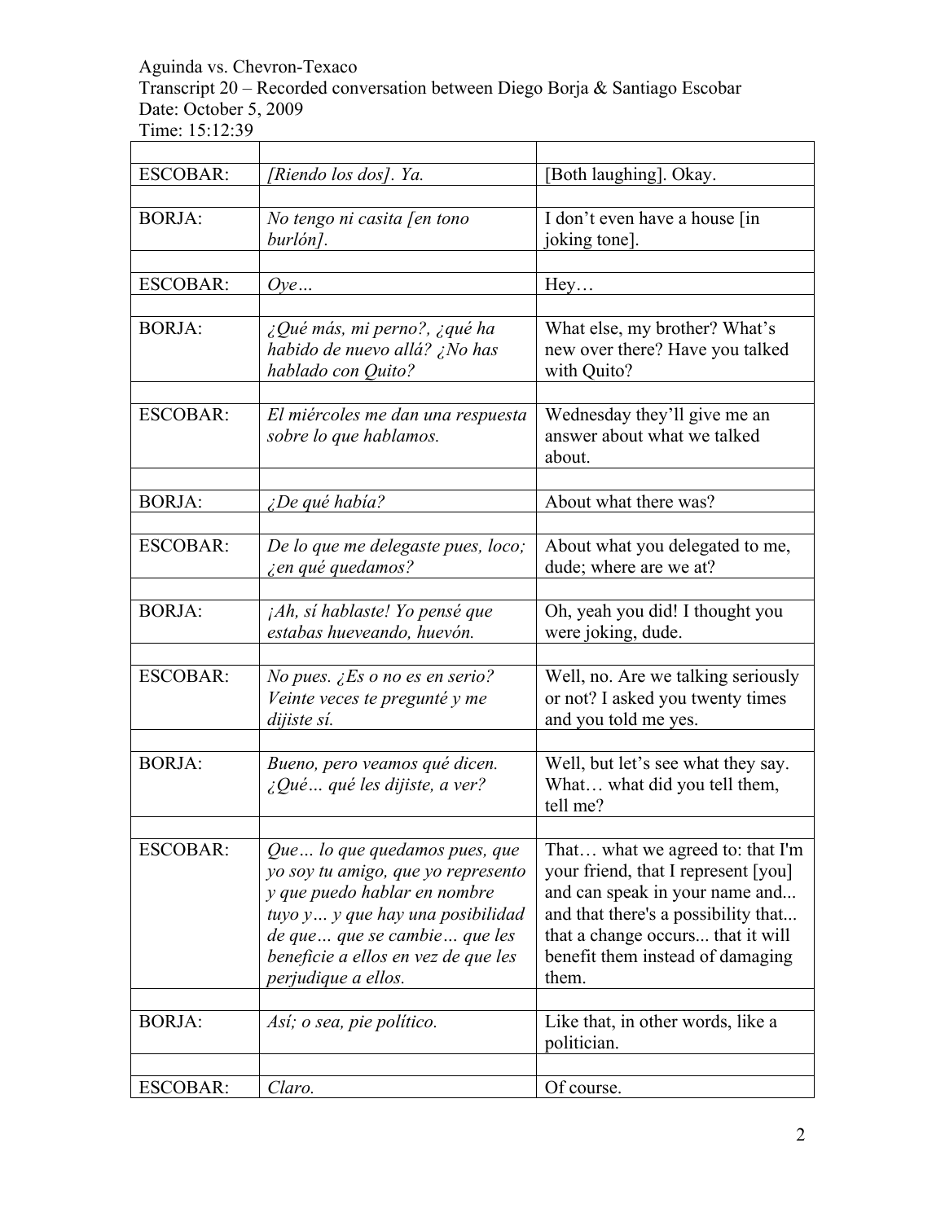Aguinda vs. Chevron-Texaco
Transcript 20 – Recorded conversation between Diego Borja & Santiago Escobar
Date: October 5, 2009
Time: 15:12:39

| | | |
|---|---|---|
| ESCOBAR: | *[Riendo los dos]. Ya.* | [Both laughing]. Okay. |
| BORJA: | *No tengo ni casita [en tono burlón].* | I don't even have a house [in joking tone]. |
| ESCOBAR: | *Oye…* | Hey… |
| BORJA: | *¿Qué más, mi perno?, ¿qué ha habido de nuevo allá? ¿No has hablado con Quito?* | What else, my brother? What's new over there? Have you talked with Quito? |
| ESCOBAR: | *El miércoles me dan una respuesta sobre lo que hablamos.* | Wednesday they'll give me an answer about what we talked about. |
| BORJA: | *¿De qué había?* | About what there was? |
| ESCOBAR: | *De lo que me delegaste pues, loco; ¿en qué quedamos?* | About what you delegated to me, dude; where are we at? |
| BORJA: | *¡Ah, sí hablaste! Yo pensé que estabas hueveando, huevón.* | Oh, yeah you did! I thought you were joking, dude. |
| ESCOBAR: | *No pues. ¿Es o no es en serio? Veinte veces te pregunté y me dijiste sí.* | Well, no. Are we talking seriously or not? I asked you twenty times and you told me yes. |
| BORJA: | *Bueno, pero veamos qué dicen. ¿Qué… qué les dijiste, a ver?* | Well, but let's see what they say. What… what did you tell them, tell me? |
| ESCOBAR: | *Que… lo que quedamos pues, que yo soy tu amigo, que yo represento y que puedo hablar en nombre tuyo y… y que hay una posibilidad de que… que se cambie… que les beneficie a ellos en vez de que les perjudique a ellos.* | That… what we agreed to: that I'm your friend, that I represent [you] and can speak in your name and... and that there's a possibility that... that a change occurs... that it will benefit them instead of damaging them. |
| BORJA: | *Así; o sea, pie político.* | Like that, in other words, like a politician. |
| ESCOBAR: | *Claro.* | Of course. |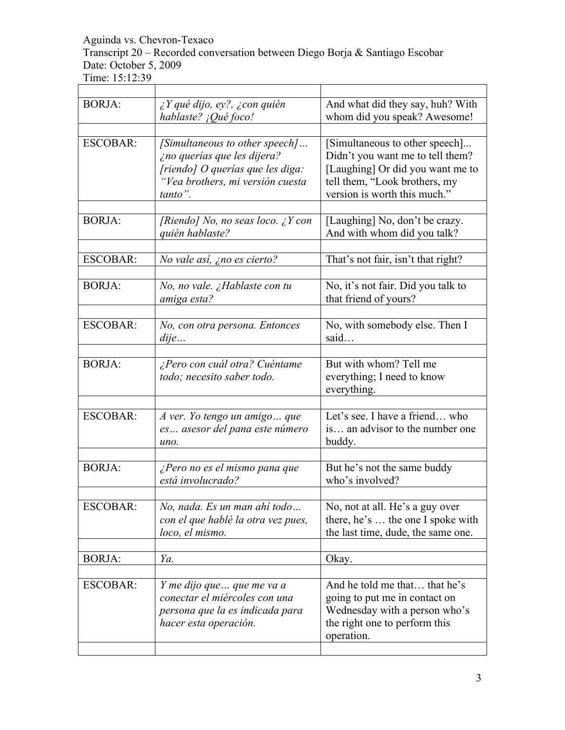Aguinda vs. Chevron-Texaco
Transcript 20 – Recorded conversation between Diego Borja & Santiago Escobar
Date: October 5, 2009
Time: 15:12:39

| | | |
|---|---|---|
| BORJA: | *¿Y qué dijo, ey?, ¿con quién hablaste? ¡Qué foco!* | And what did they say, huh? With whom did you speak? Awesome! |
| ESCOBAR: | *[Simultaneous to other speech]… ¿no querías que les dijera? [riendo] O querías que les diga: "Vea brothers, mi versión cuesta tanto".* | [Simultaneous to other speech]... Didn't you want me to tell them? [Laughing] Or did you want me to tell them, "Look brothers, my version is worth this much." |
| BORJA: | *[Riendo] No, no seas loco. ¿Y con quién hablaste?* | [Laughing] No, don't be crazy. And with whom did you talk? |
| ESCOBAR: | *No vale así, ¿no es cierto?* | That's not fair, isn't that right? |
| BORJA: | *No, no vale. ¿Hablaste con tu amiga esta?* | No, it's not fair. Did you talk to that friend of yours? |
| ESCOBAR: | *No, con otra persona. Entonces dije…* | No, with somebody else. Then I said… |
| BORJA: | *¿Pero con cuál otra? Cuéntame todo; necesito saber todo.* | But with whom? Tell me everything; I need to know everything. |
| ESCOBAR: | *A ver. Yo tengo un amigo… que es… asesor del pana este número uno.* | Let's see. I have a friend… who is… an advisor to the number one buddy. |
| BORJA: | *¿Pero no es el mismo pana que está involucrado?* | But he's not the same buddy who's involved? |
| ESCOBAR: | *No, nada. Es un man ahí todo… con el que hablé la otra vez pues, loco, el mismo.* | No, not at all. He's a guy over there, he's … the one I spoke with the last time, dude, the same one. |
| BORJA: | *Ya.* | Okay. |
| ESCOBAR: | *Y me dijo que… que me va a conectar el miércoles con una persona que la es indicada para hacer esta operación.* | And he told me that… that he's going to put me in contact on Wednesday with a person who's the right one to perform this operation. |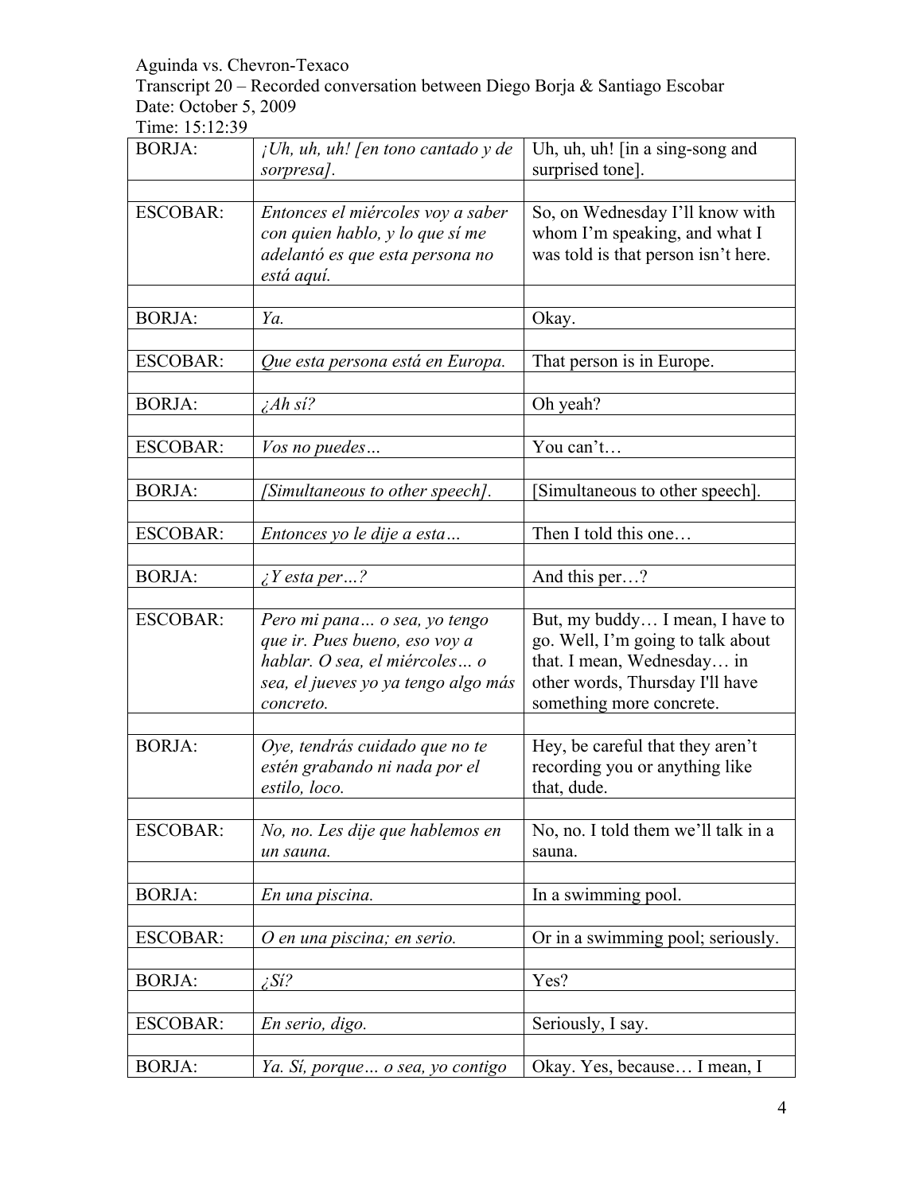Aguinda vs. Chevron-Texaco
Transcript 20 – Recorded conversation between Diego Borja & Santiago Escobar
Date: October 5, 2009
Time: 15:12:39

| | | |
|---|---|---|
| BORJA: | *¡Uh, uh, uh! [en tono cantado y de sorpresa].* | Uh, uh, uh! [in a sing-song and surprised tone]. |
| | | |
| ESCOBAR: | *Entonces el miércoles voy a saber con quien hablo, y lo que sí me adelantó es que esta persona no está aquí.* | So, on Wednesday I'll know with whom I'm speaking, and what I was told is that person isn't here. |
| | | |
| BORJA: | *Ya.* | Okay. |
| | | |
| ESCOBAR: | *Que esta persona está en Europa.* | That person is in Europe. |
| | | |
| BORJA: | *¿Ah sí?* | Oh yeah? |
| | | |
| ESCOBAR: | *Vos no puedes…* | You can't… |
| | | |
| BORJA: | *[Simultaneous to other speech].* | [Simultaneous to other speech]. |
| | | |
| ESCOBAR: | *Entonces yo le dije a esta…* | Then I told this one… |
| | | |
| BORJA: | *¿Y esta per…?* | And this per…? |
| | | |
| ESCOBAR: | *Pero mi pana… o sea, yo tengo que ir. Pues bueno, eso voy a hablar. O sea, el miércoles… o sea, el jueves yo ya tengo algo más concreto.* | But, my buddy… I mean, I have to go. Well, I'm going to talk about that. I mean, Wednesday… in other words, Thursday I'll have something more concrete. |
| | | |
| BORJA: | *Oye, tendrás cuidado que no te estén grabando ni nada por el estilo, loco.* | Hey, be careful that they aren't recording you or anything like that, dude. |
| | | |
| ESCOBAR: | *No, no. Les dije que hablemos en un sauna.* | No, no. I told them we'll talk in a sauna. |
| | | |
| BORJA: | *En una piscina.* | In a swimming pool. |
| | | |
| ESCOBAR: | *O en una piscina; en serio.* | Or in a swimming pool; seriously. |
| | | |
| BORJA: | *¿Sí?* | Yes? |
| | | |
| ESCOBAR: | *En serio, digo.* | Seriously, I say. |
| | | |
| BORJA: | *Ya. Sí, porque… o sea, yo contigo* | Okay. Yes, because… I mean, I |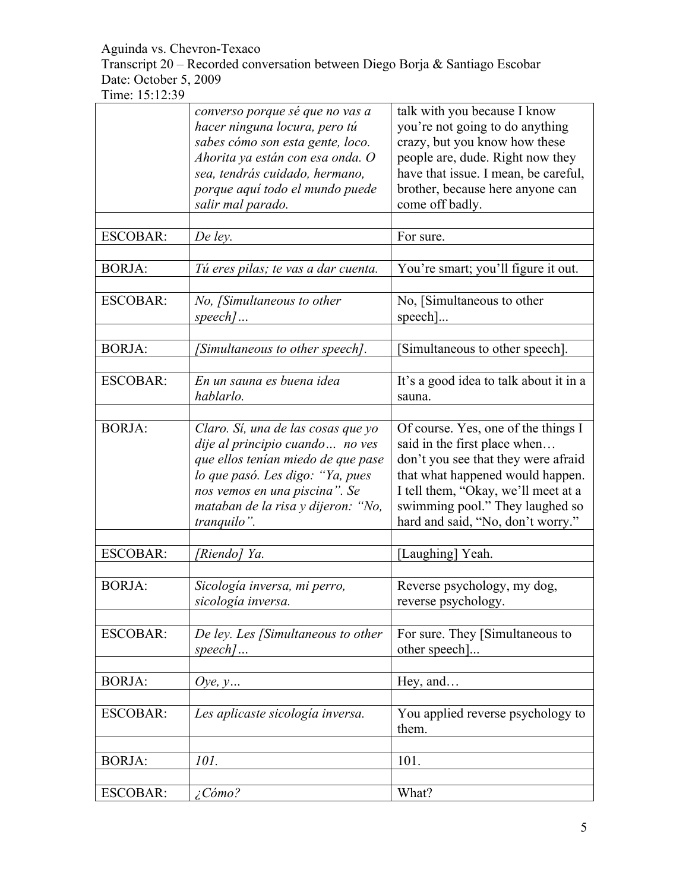| | | |
|---|---|---|
| | *converso porque sé que no vas a hacer ninguna locura, pero tú sabes cómo son esta gente, loco. Ahorita ya están con esa onda. O sea, tendrás cuidado, hermano, porque aquí todo el mundo puede salir mal parado.* | talk with you because I know you're not going to do anything crazy, but you know how these people are, dude. Right now they have that issue. I mean, be careful, brother, because here anyone can come off badly. |
| ESCOBAR: | *De ley.* | For sure. |
| BORJA: | *Tú eres pilas; te vas a dar cuenta.* | You're smart; you'll figure it out. |
| ESCOBAR: | *No, [Simultaneous to other speech]…* | No, [Simultaneous to other speech]... |
| BORJA: | *[Simultaneous to other speech].* | [Simultaneous to other speech]. |
| ESCOBAR: | *En un sauna es buena idea hablarlo.* | It's a good idea to talk about it in a sauna. |
| BORJA: | *Claro. Sí, una de las cosas que yo dije al principio cuando… no ves que ellos tenían miedo de que pase lo que pasó. Les digo: "Ya, pues nos vemos en una piscina". Se mataban de la risa y dijeron: "No, tranquilo".* | Of course. Yes, one of the things I said in the first place when… don't you see that they were afraid that what happened would happen. I tell them, "Okay, we'll meet at a swimming pool." They laughed so hard and said, "No, don't worry." |
| ESCOBAR: | *[Riendo] Ya.* | [Laughing] Yeah. |
| BORJA: | *Sicología inversa, mi perro, sicología inversa.* | Reverse psychology, my dog, reverse psychology. |
| ESCOBAR: | *De ley. Les [Simultaneous to other speech]…* | For sure. They [Simultaneous to other speech]... |
| BORJA: | *Oye, y…* | Hey, and… |
| ESCOBAR: | *Les aplicaste sicología inversa.* | You applied reverse psychology to them. |
| BORJA: | *101.* | 101. |
| ESCOBAR: | *¿Cómo?* | What? |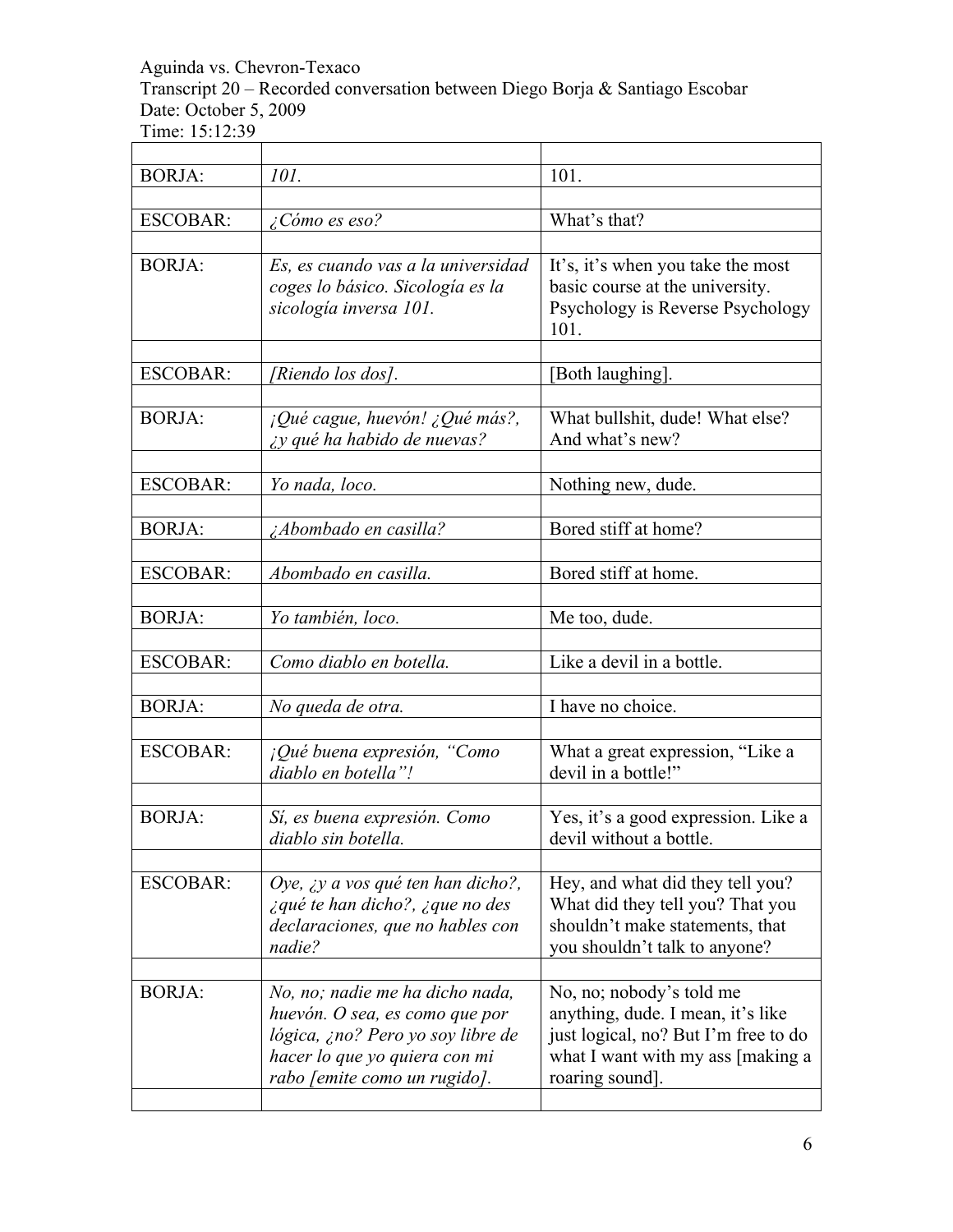| | | |
|---|---|---|
| BORJA: | *101.* | 101. |
| ESCOBAR: | *¿Cómo es eso?* | What's that? |
| BORJA: | *Es, es cuando vas a la universidad coges lo básico. Sicología es la sicología inversa 101.* | It's, it's when you take the most basic course at the university. Psychology is Reverse Psychology 101. |
| ESCOBAR: | *[Riendo los dos].* | [Both laughing]. |
| BORJA: | *¡Qué cague, huevón! ¿Qué más?, ¿y qué ha habido de nuevas?* | What bullshit, dude! What else? And what's new? |
| ESCOBAR: | *Yo nada, loco.* | Nothing new, dude. |
| BORJA: | *¿Abombado en casilla?* | Bored stiff at home? |
| ESCOBAR: | *Abombado en casilla.* | Bored stiff at home. |
| BORJA: | *Yo también, loco.* | Me too, dude. |
| ESCOBAR: | *Como diablo en botella.* | Like a devil in a bottle. |
| BORJA: | *No queda de otra.* | I have no choice. |
| ESCOBAR: | *¡Qué buena expresión, "Como diablo en botella"!* | What a great expression, "Like a devil in a bottle!" |
| BORJA: | *Sí, es buena expresión. Como diablo sin botella.* | Yes, it's a good expression. Like a devil without a bottle. |
| ESCOBAR: | *Oye, ¿y a vos qué ten han dicho?, ¿qué te han dicho?, ¿que no des declaraciones, que no hables con nadie?* | Hey, and what did they tell you? What did they tell you? That you shouldn't make statements, that you shouldn't talk to anyone? |
| BORJA: | *No, no; nadie me ha dicho nada, huevón. O sea, es como que por lógica, ¿no? Pero yo soy libre de hacer lo que yo quiera con mi rabo [emite como un rugido].* | No, no; nobody's told me anything, dude. I mean, it's like just logical, no? But I'm free to do what I want with my ass [making a roaring sound]. |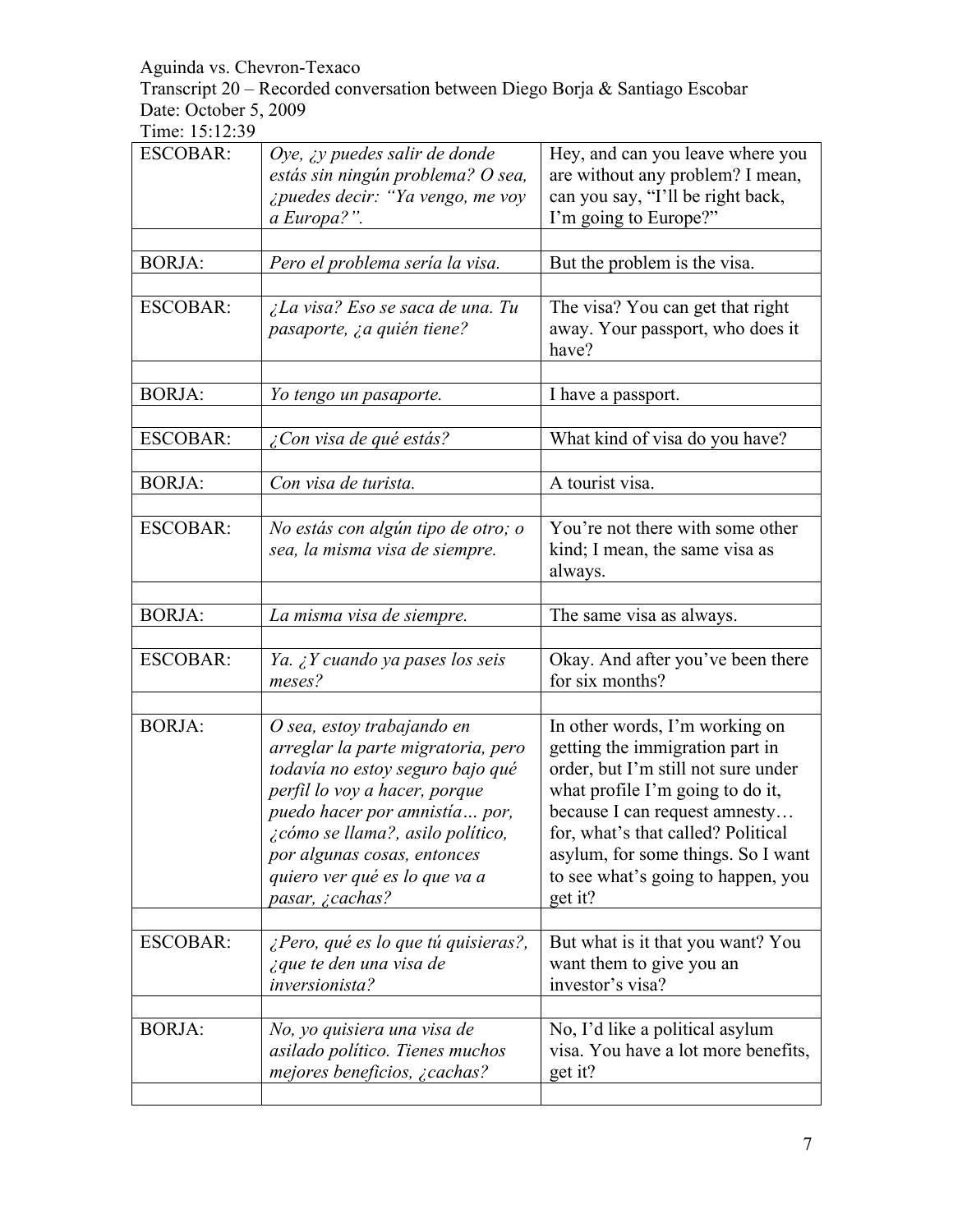Aguinda vs. Chevron-Texaco
Transcript 20 – Recorded conversation between Diego Borja & Santiago Escobar
Date: October 5, 2009
Time: 15:12:39

| | | |
|---|---|---|
| ESCOBAR: | *Oye, ¿y puedes salir de donde estás sin ningún problema? O sea, ¿puedes decir: "Ya vengo, me voy a Europa?".* | Hey, and can you leave where you are without any problem? I mean, can you say, "I'll be right back, I'm going to Europe?" |
| | | |
| BORJA: | *Pero el problema sería la visa.* | But the problem is the visa. |
| | | |
| ESCOBAR: | *¿La visa? Eso se saca de una. Tu pasaporte, ¿a quién tiene?* | The visa? You can get that right away. Your passport, who does it have? |
| | | |
| BORJA: | *Yo tengo un pasaporte.* | I have a passport. |
| | | |
| ESCOBAR: | *¿Con visa de qué estás?* | What kind of visa do you have? |
| | | |
| BORJA: | *Con visa de turista.* | A tourist visa. |
| | | |
| ESCOBAR: | *No estás con algún tipo de otro; o sea, la misma visa de siempre.* | You're not there with some other kind; I mean, the same visa as always. |
| | | |
| BORJA: | *La misma visa de siempre.* | The same visa as always. |
| | | |
| ESCOBAR: | *Ya. ¿Y cuando ya pases los seis meses?* | Okay. And after you've been there for six months? |
| | | |
| BORJA: | *O sea, estoy trabajando en arreglar la parte migratoria, pero todavía no estoy seguro bajo qué perfil lo voy a hacer, porque puedo hacer por amnistía… por, ¿cómo se llama?, asilo político, por algunas cosas, entonces quiero ver qué es lo que va a pasar, ¿cachas?* | In other words, I'm working on getting the immigration part in order, but I'm still not sure under what profile I'm going to do it, because I can request amnesty… for, what's that called? Political asylum, for some things. So I want to see what's going to happen, you get it? |
| | | |
| ESCOBAR: | *¿Pero, qué es lo que tú quisieras?, ¿que te den una visa de inversionista?* | But what is it that you want? You want them to give you an investor's visa? |
| | | |
| BORJA: | *No, yo quisiera una visa de asilado político. Tienes muchos mejores beneficios, ¿cachas?* | No, I'd like a political asylum visa. You have a lot more benefits, get it? |
| | | |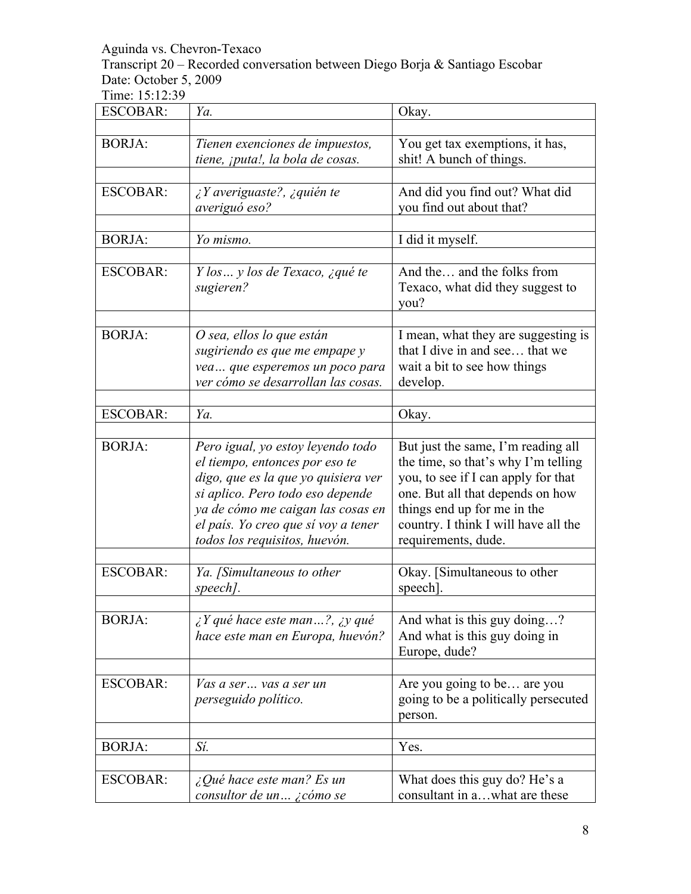Aguinda vs. Chevron-Texaco
Transcript 20 – Recorded conversation between Diego Borja & Santiago Escobar
Date: October 5, 2009
Time: 15:12:39

| | | |
|---|---|---|
| ESCOBAR: | *Ya.* | Okay. |
| | | |
| BORJA: | *Tienen exenciones de impuestos, tiene, ¡puta!, la bola de cosas.* | You get tax exemptions, it has, shit! A bunch of things. |
| | | |
| ESCOBAR: | *¿Y averiguaste?, ¿quién te averiguó eso?* | And did you find out? What did you find out about that? |
| | | |
| BORJA: | *Yo mismo.* | I did it myself. |
| | | |
| ESCOBAR: | *Y los… y los de Texaco, ¿qué te sugieren?* | And the… and the folks from Texaco, what did they suggest to you? |
| | | |
| BORJA: | *O sea, ellos lo que están sugiriendo es que me empape y vea… que esperemos un poco para ver cómo se desarrollan las cosas.* | I mean, what they are suggesting is that I dive in and see… that we wait a bit to see how things develop. |
| | | |
| ESCOBAR: | *Ya.* | Okay. |
| | | |
| BORJA: | *Pero igual, yo estoy leyendo todo el tiempo, entonces por eso te digo, que es la que yo quisiera ver si aplico. Pero todo eso depende ya de cómo me caigan las cosas en el país. Yo creo que sí voy a tener todos los requisitos, huevón.* | But just the same, I'm reading all the time, so that's why I'm telling you, to see if I can apply for that one. But all that depends on how things end up for me in the country. I think I will have all the requirements, dude. |
| | | |
| ESCOBAR: | *Ya. [Simultaneous to other speech].* | Okay. [Simultaneous to other speech]. |
| | | |
| BORJA: | *¿Y qué hace este man…?, ¿y qué hace este man en Europa, huevón?* | And what is this guy doing…? And what is this guy doing in Europe, dude? |
| | | |
| ESCOBAR: | *Vas a ser… vas a ser un perseguido político.* | Are you going to be… are you going to be a politically persecuted person. |
| | | |
| BORJA: | *Sí.* | Yes. |
| | | |
| ESCOBAR: | *¿Qué hace este man? Es un consultor de un… ¿cómo se* | What does this guy do? He's a consultant in a…what are these |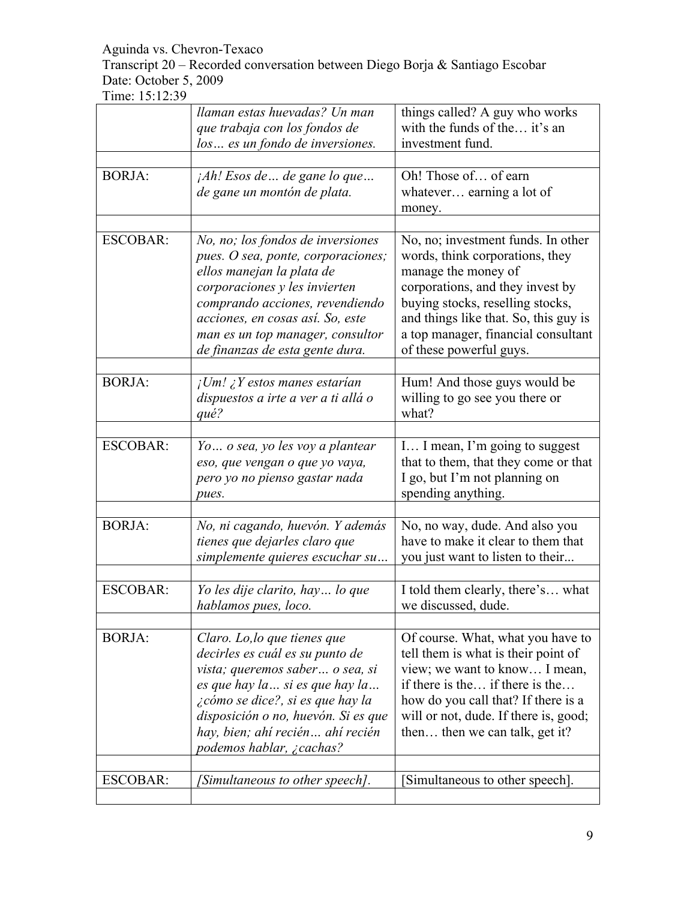| | | |
|---|---|---|
| | *llaman estas huevadas? Un man que trabaja con los fondos de los… es un fondo de inversiones.* | things called? A guy who works with the funds of the… it's an investment fund. |
| | | |
| BORJA: | *¡Ah! Esos de… de gane lo que… de gane un montón de plata.* | Oh! Those of… of earn whatever… earning a lot of money. |
| | | |
| ESCOBAR: | *No, no; los fondos de inversiones pues. O sea, ponte, corporaciones; ellos manejan la plata de corporaciones y les invierten comprando acciones, revendiendo acciones, en cosas así. So, este man es un top manager, consultor de finanzas de esta gente dura.* | No, no; investment funds. In other words, think corporations, they manage the money of corporations, and they invest by buying stocks, reselling stocks, and things like that. So, this guy is a top manager, financial consultant of these powerful guys. |
| | | |
| BORJA: | *¡Um! ¿Y estos manes estarían dispuestos a irte a ver a ti allá o qué?* | Hum! And those guys would be willing to go see you there or what? |
| | | |
| ESCOBAR: | *Yo… o sea, yo les voy a plantear eso, que vengan o que yo vaya, pero yo no pienso gastar nada pues.* | I… I mean, I'm going to suggest that to them, that they come or that I go, but I'm not planning on spending anything. |
| | | |
| BORJA: | *No, ni cagando, huevón. Y además tienes que dejarles claro que simplemente quieres escuchar su…* | No, no way, dude. And also you have to make it clear to them that you just want to listen to their... |
| | | |
| ESCOBAR: | *Yo les dije clarito, hay… lo que hablamos pues, loco.* | I told them clearly, there's… what we discussed, dude. |
| | | |
| BORJA: | *Claro. Lo,lo que tienes que decirles es cuál es su punto de vista; queremos saber… o sea, si es que hay la… si es que hay la… ¿cómo se dice?, si es que hay la disposición o no, huevón. Si es que hay, bien; ahí recién… ahí recién podemos hablar, ¿cachas?* | Of course. What, what you have to tell them is what is their point of view; we want to know… I mean, if there is the… if there is the… how do you call that? If there is a will or not, dude. If there is, good; then… then we can talk, get it? |
| | | |
| ESCOBAR: | *[Simultaneous to other speech].* | [Simultaneous to other speech]. |
| | | |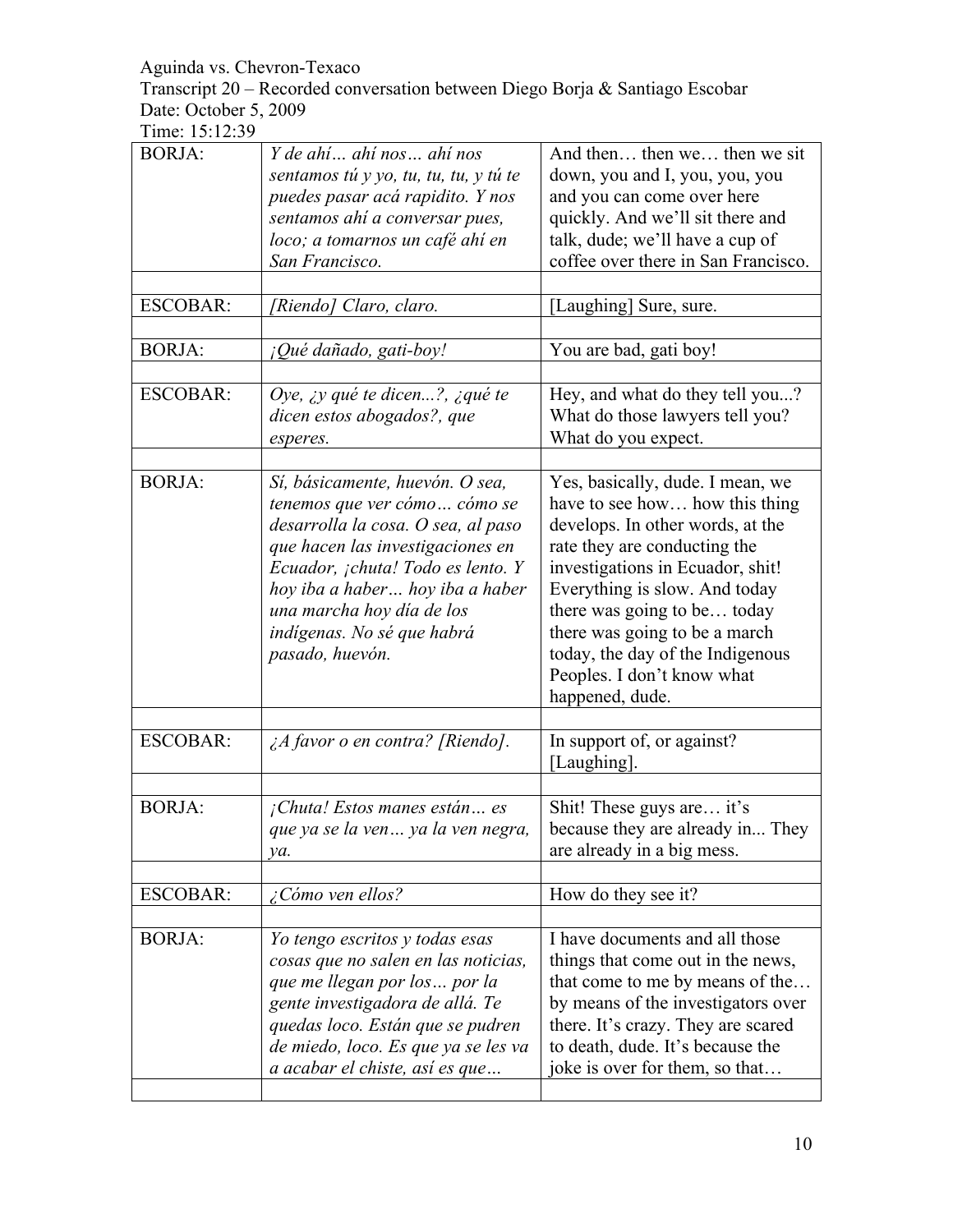Aguinda vs. Chevron-Texaco
Transcript 20 – Recorded conversation between Diego Borja & Santiago Escobar
Date: October 5, 2009
Time: 15:12:39

| | | |
|---|---|---|
| BORJA: | *Y de ahí… ahí nos… ahí nos sentamos tú y yo, tu, tu, tu, y tú te puedes pasar acá rapidito. Y nos sentamos ahí a conversar pues, loco; a tomarnos un café ahí en San Francisco.* | And then… then we… then we sit down, you and I, you, you, you and you can come over here quickly. And we'll sit there and talk, dude; we'll have a cup of coffee over there in San Francisco. |
| | | |
| ESCOBAR: | *[Riendo] Claro, claro.* | [Laughing] Sure, sure. |
| | | |
| BORJA: | *¡Qué dañado, gati-boy!* | You are bad, gati boy! |
| | | |
| ESCOBAR: | *Oye, ¿y qué te dicen...?, ¿qué te dicen estos abogados?, que esperes.* | Hey, and what do they tell you...? What do those lawyers tell you? What do you expect. |
| | | |
| BORJA: | *Sí, básicamente, huevón. O sea, tenemos que ver cómo… cómo se desarrolla la cosa. O sea, al paso que hacen las investigaciones en Ecuador, ¡chuta! Todo es lento. Y hoy iba a haber… hoy iba a haber una marcha hoy día de los indígenas. No sé que habrá pasado, huevón.* | Yes, basically, dude. I mean, we have to see how… how this thing develops. In other words, at the rate they are conducting the investigations in Ecuador, shit! Everything is slow. And today there was going to be… today there was going to be a march today, the day of the Indigenous Peoples. I don't know what happened, dude. |
| | | |
| ESCOBAR: | *¿A favor o en contra? [Riendo].* | In support of, or against? [Laughing]. |
| | | |
| BORJA: | *¡Chuta! Estos manes están… es que ya se la ven… ya la ven negra, ya.* | Shit! These guys are… it's because they are already in... They are already in a big mess. |
| | | |
| ESCOBAR: | *¿Cómo ven ellos?* | How do they see it? |
| | | |
| BORJA: | *Yo tengo escritos y todas esas cosas que no salen en las noticias, que me llegan por los… por la gente investigadora de allá. Te quedas loco. Están que se pudren de miedo, loco. Es que ya se les va a acabar el chiste, así es que…* | I have documents and all those things that come out in the news, that come to me by means of the… by means of the investigators over there. It's crazy. They are scared to death, dude. It's because the joke is over for them, so that… |
| | | |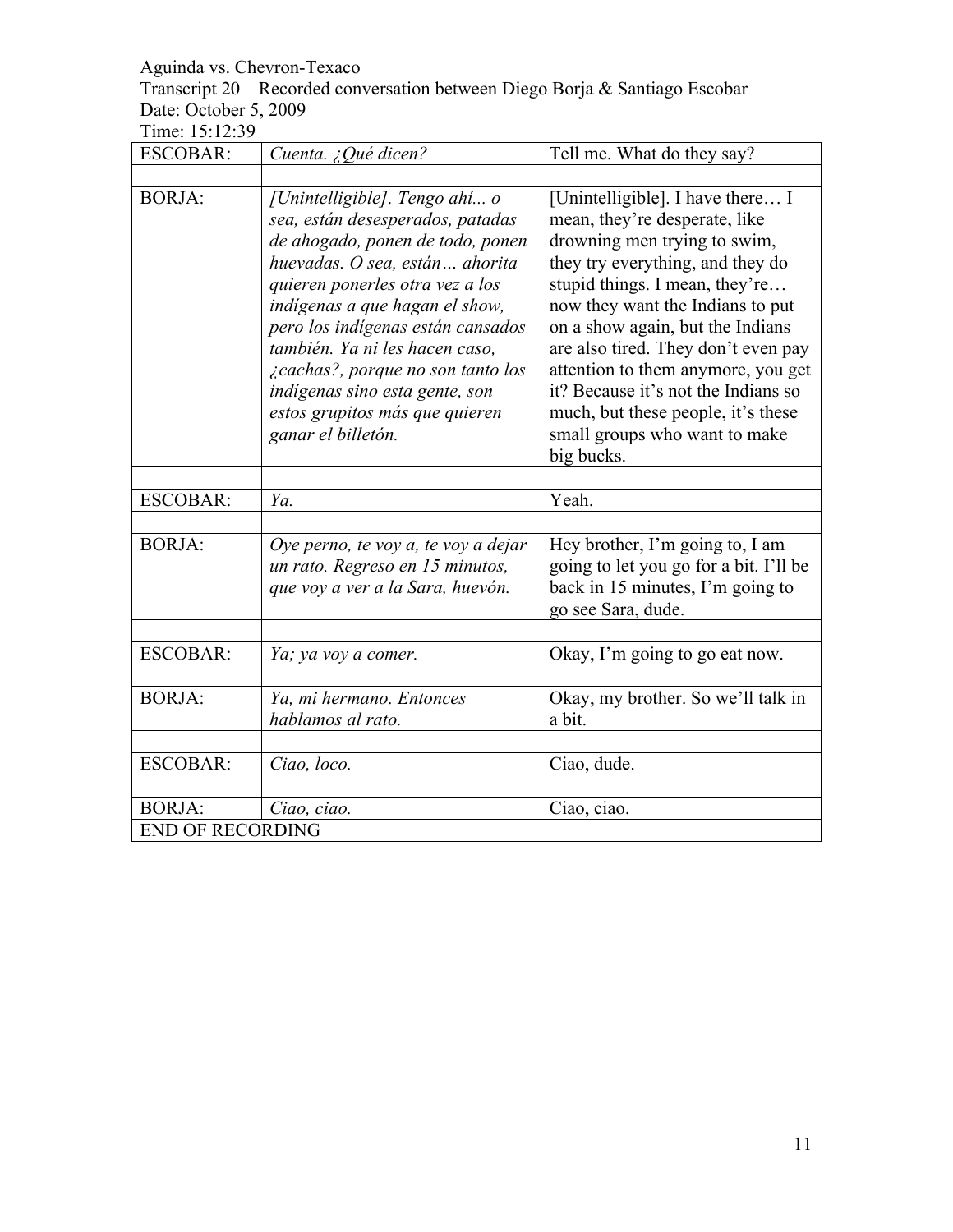Aguinda vs. Chevron-Texaco

Transcript 20 – Recorded conversation between Diego Borja & Santiago Escobar

Date: October 5, 2009

Time: 15:12:39

| | | |
|---|---|---|
| ESCOBAR: | *Cuenta. ¿Qué dicen?* | Tell me. What do they say? |
| | | |
| BORJA: | *[Unintelligible]. Tengo ahí... o sea, están desesperados, patadas de ahogado, ponen de todo, ponen huevadas. O sea, están… ahorita quieren ponerles otra vez a los indígenas a que hagan el show, pero los indígenas están cansados también. Ya ni les hacen caso, ¿cachas?, porque no son tanto los indígenas sino esta gente, son estos grupitos más que quieren ganar el billetón.* | [Unintelligible]. I have there… I mean, they're desperate, like drowning men trying to swim, they try everything, and they do stupid things. I mean, they're… now they want the Indians to put on a show again, but the Indians are also tired. They don't even pay attention to them anymore, you get it? Because it's not the Indians so much, but these people, it's these small groups who want to make big bucks. |
| | | |
| ESCOBAR: | *Ya.* | Yeah. |
| | | |
| BORJA: | *Oye perno, te voy a, te voy a dejar un rato. Regreso en 15 minutos, que voy a ver a la Sara, huevón.* | Hey brother, I'm going to, I am going to let you go for a bit. I'll be back in 15 minutes, I'm going to go see Sara, dude. |
| | | |
| ESCOBAR: | *Ya; ya voy a comer.* | Okay, I'm going to go eat now. |
| | | |
| BORJA: | *Ya, mi hermano. Entonces hablamos al rato.* | Okay, my brother. So we'll talk in a bit. |
| | | |
| ESCOBAR: | *Ciao, loco.* | Ciao, dude. |
| | | |
| BORJA: | *Ciao, ciao.* | Ciao, ciao. |
| END OF RECORDING | | |